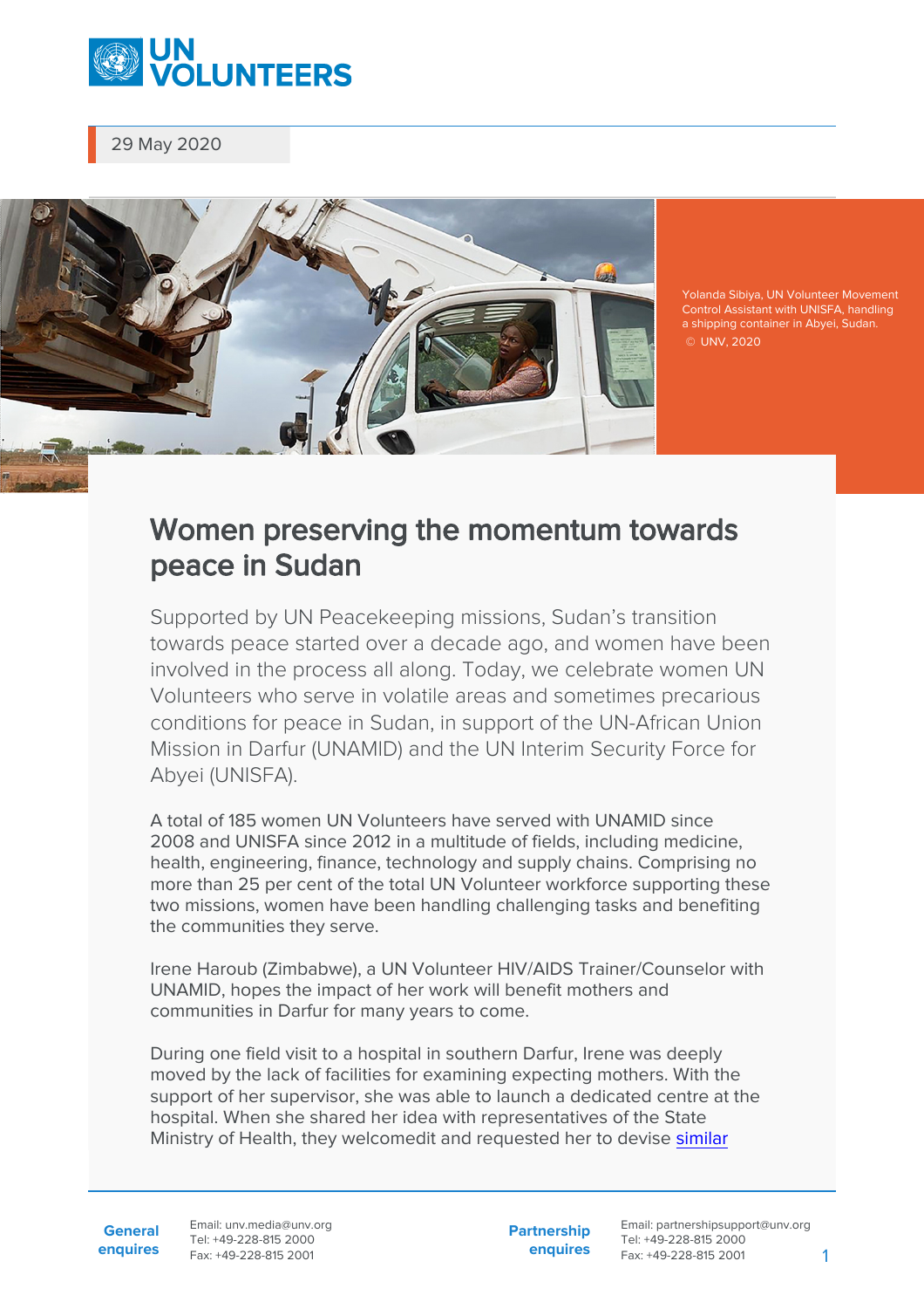29 May 2020

Yolanda Sibiya, UN Volunteer Movement Control Assistant with UNISFA, handling a shipping container in Abyei, Sudan. © UNV, 2020

# Women preserving the momentum towards peace in Sudan

Supported by UN Peacekeeping missions, Sudan's transition towards peace started over a decade ago, and women have been involved in the process all along. Today, we celebrate women UN Volunteers who serve in volatile areas and sometimes precarious conditions for peace in Sudan, in support of the UN-African Union Mission in Darfur (UNAMID) and the UN Interim Security Force for Abyei (UNISFA).

A total of 185 women UN Volunteers have served with UNAMID since 2008 and UNISFA since 2012 in a multitude of fields, including medicine, health, engineering, finance, technology and supply chains. Comprising no more than 25 per cent of the total UN Volunteer workforce supporting these two missions, women have been handling challenging tasks and benefiting the communities they serve.

Irene Haroub (Zimbabwe), a UN Volunteer HIV/AIDS Trainer/Counselor with UNAMID, hopes the impact of her work will benefit mothers and communities in Darfur for many years to come.

During one field visit to a hospital in southern Darfur, Irene was deeply moved by the lack of facilities for examining expecting mothers. With the support of her supervisor, she was able to launch a dedicated centre at the hospital. When she shared her idea with representatives of the State Ministry of Health, they welcomedit and requested her to devise similar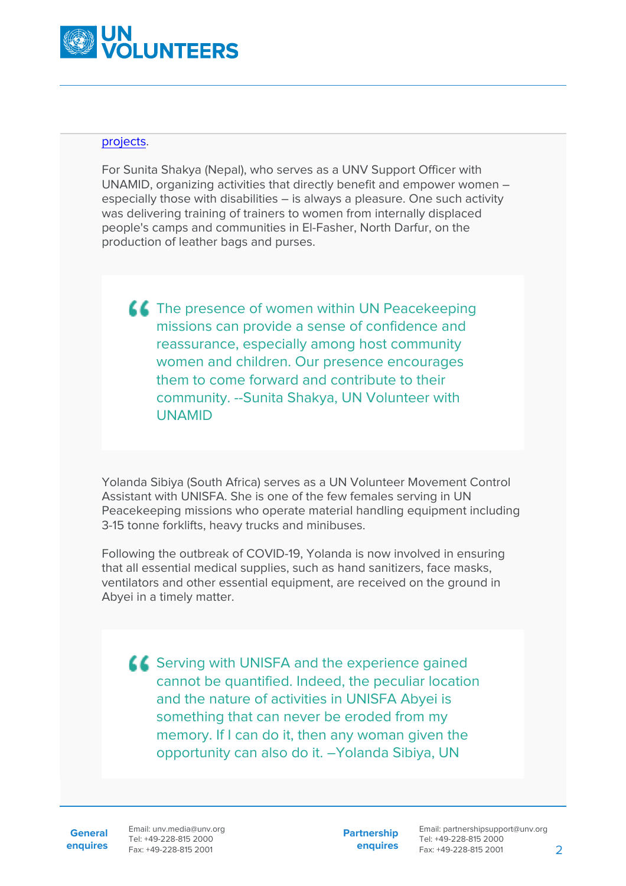projects.

For Sunita Shakya (Nepal), who serves as a UNV Support Officer with UNAMID, organizing activities that directly benefit and empower women – especially those with disabilities – is always a pleasure. One such activity was delivering training of trainers to women from internally displaced people's camps and communities in El-Fasher, North Darfur, on the production of leather bags and purses.

> The presence of women within UN Peacekeeping missions can provide a sense of confidence and reassurance, especially among host community women and children. Our presence encourages them to come forward and contribute to their community. --Sunita Shakya, UN Volunteer with UNAMID

Yolanda Sibiya (South Africa) serves as a UN Volunteer Movement Control Assistant with UNISFA. She is one of the few females serving in UN Peacekeeping missions who operate material handling equipment including 3-15 tonne forklifts, heavy trucks and minibuses.

Following the outbreak of COVID-19, Yolanda is now involved in ensuring that all essential medical supplies, such as hand sanitizers, face masks, ventilators and other essential equipment, are received on the ground in Abyei in a timely matter.

> Serving with UNISFA and the experience gained cannot be quantified. Indeed, the peculiar location and the nature of activities in UNISFA Abyei is something that can never be eroded from my memory. If I can do it, then any woman given the opportunity can also do it. –Yolanda Sibiya, UN

**General enquires**
Email: unv.media@unv.org
Tel: +49-228-815 2000
Fax: +49-228-815 2001

**Partnership enquires**
Email: partnershipsupport@unv.org
Tel: +49-228-815 2000
Fax: +49-228-815 2001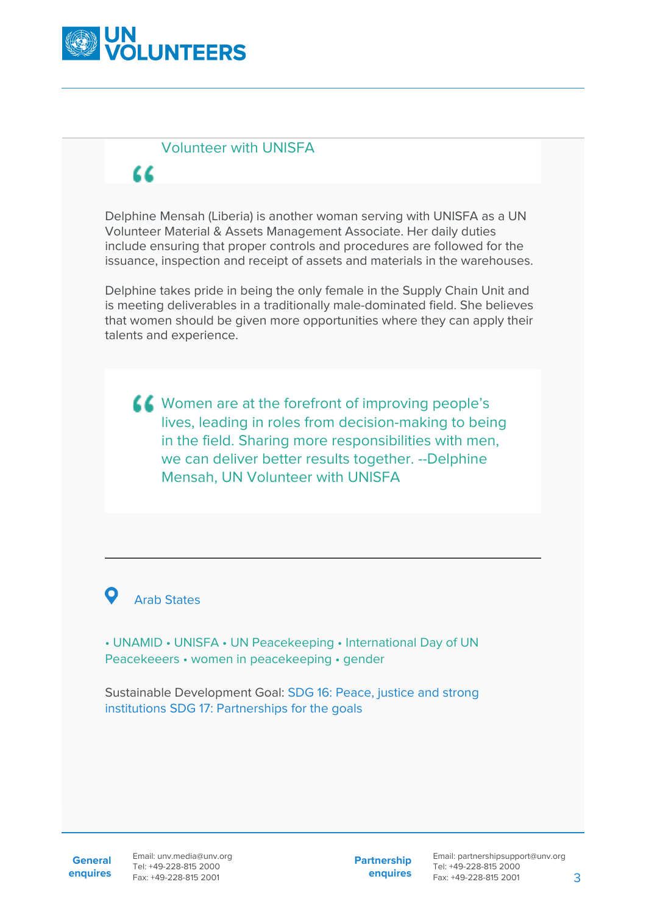Volunteer with UNISFA

Delphine Mensah (Liberia) is another woman serving with UNISFA as a UN Volunteer Material & Assets Management Associate. Her daily duties include ensuring that proper controls and procedures are followed for the issuance, inspection and receipt of assets and materials in the warehouses.

Delphine takes pride in being the only female in the Supply Chain Unit and is meeting deliverables in a traditionally male-dominated field. She believes that women should be given more opportunities where they can apply their talents and experience.

> Women are at the forefront of improving people's lives, leading in roles from decision-making to being in the field. Sharing more responsibilities with men, we can deliver better results together. --Delphine Mensah, UN Volunteer with UNISFA

---

Arab States

• UNAMID • UNISFA • UN Peacekeeping • International Day of UN Peacekeeeers • women in peacekeeping • gender

Sustainable Development Goal: SDG 16: Peace, justice and strong institutions SDG 17: Partnerships for the goals

**General enquires**
Email: unv.media@unv.org
Tel: +49-228-815 2000
Fax: +49-228-815 2001

**Partnership enquires**
Email: partnershipsupport@unv.org
Tel: +49-228-815 2000
Fax: +49-228-815 2001